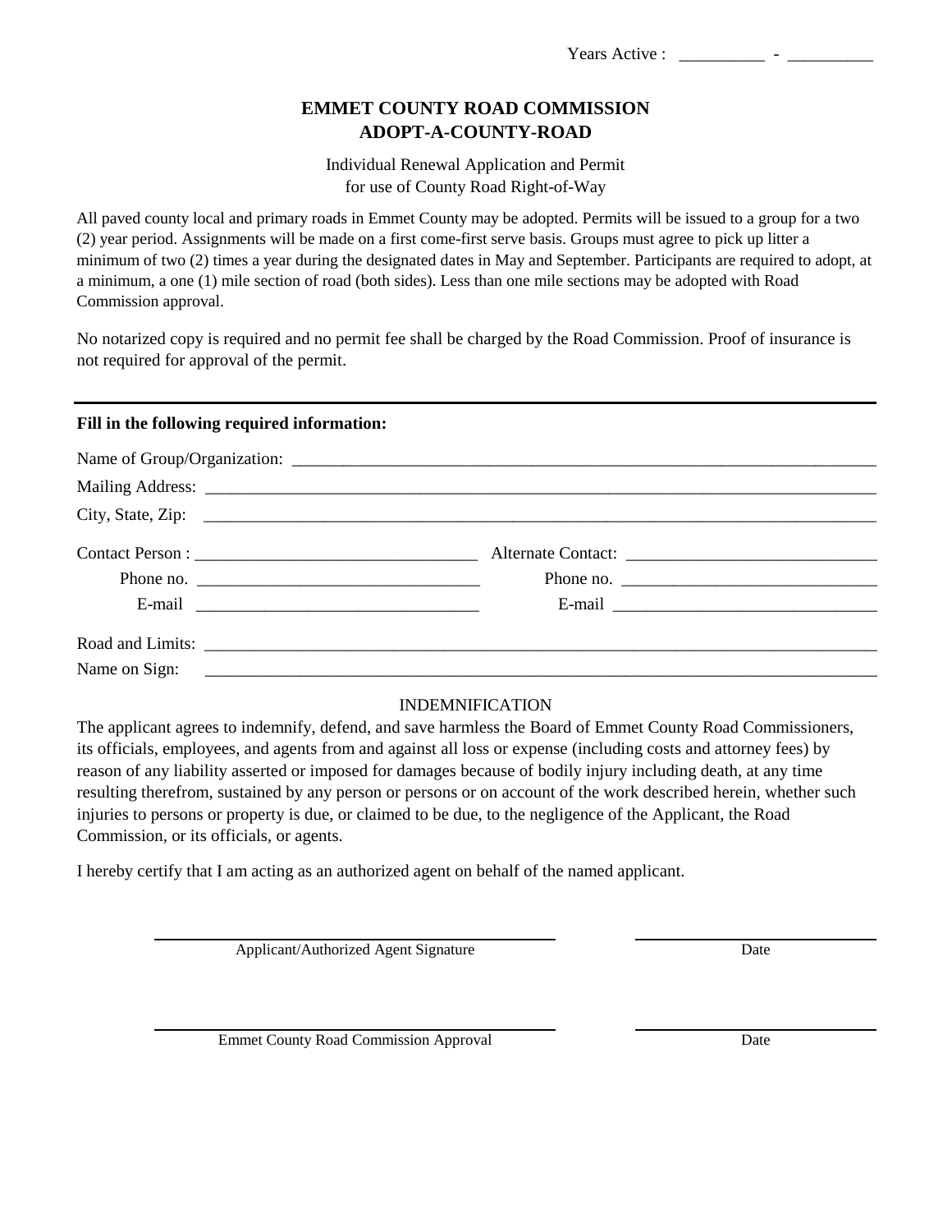Years Active : __________ - __________

# EMMET COUNTY ROAD COMMISSION
# ADOPT-A-COUNTY-ROAD

Individual Renewal Application and Permit
for use of County Road Right-of-Way

All paved county local and primary roads in Emmet County may be adopted. Permits will be issued to a group for a two (2) year period. Assignments will be made on a first come-first serve basis. Groups must agree to pick up litter a minimum of two (2) times a year during the designated dates in May and September. Participants are required to adopt, at a minimum, a one (1) mile section of road (both sides). Less than one mile sections may be adopted with Road Commission approval.

No notarized copy is required and no permit fee shall be charged by the Road Commission. Proof of insurance is not required for approval of the permit.

---

**Fill in the following required information:**

Name of Group/Organization: ______________________________________________

Mailing Address: ______________________________________________

City, State, Zip: ______________________________________________

Contact Person : ______________________ Alternate Contact: ______________________

Phone no. ______________________ Phone no. ______________________

E-mail ______________________ E-mail ______________________

Road and Limits: ______________________________________________

Name on Sign: ______________________________________________

INDEMNIFICATION

The applicant agrees to indemnify, defend, and save harmless the Board of Emmet County Road Commissioners, its officials, employees, and agents from and against all loss or expense (including costs and attorney fees) by reason of any liability asserted or imposed for damages because of bodily injury including death, at any time resulting therefrom, sustained by any person or persons or on account of the work described herein, whether such injuries to persons or property is due, or claimed to be due, to the negligence of the Applicant, the Road Commission, or its officials, or agents.

I hereby certify that I am acting as an authorized agent on behalf of the named applicant.

______________________________ ______________
Applicant/Authorized Agent Signature Date

______________________________ ______________
Emmet County Road Commission Approval Date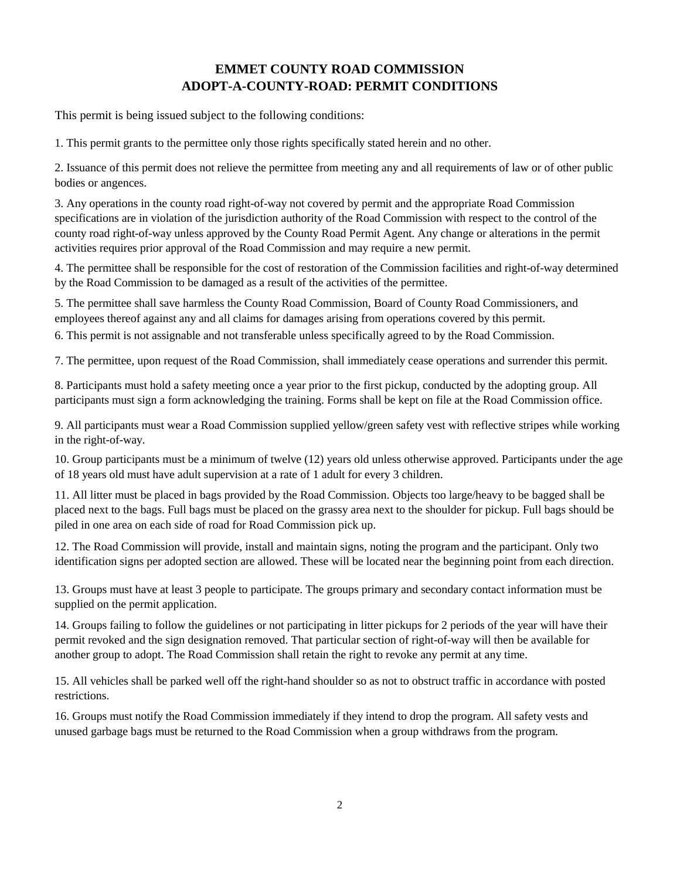# EMMET COUNTY ROAD COMMISSION
# ADOPT-A-COUNTY-ROAD: PERMIT CONDITIONS

This permit is being issued subject to the following conditions:

1. This permit grants to the permittee only those rights specifically stated herein and no other.

2. Issuance of this permit does not relieve the permittee from meeting any and all requirements of law or of other public bodies or angences.

3. Any operations in the county road right-of-way not covered by permit and the appropriate Road Commission specifications are in violation of the jurisdiction authority of the Road Commission with respect to the control of the county road right-of-way unless approved by the County Road Permit Agent. Any change or alterations in the permit activities requires prior approval of the Road Commission and may require a new permit.

4. The permittee shall be responsible for the cost of restoration of the Commission facilities and right-of-way determined by the Road Commission to be damaged as a result of the activities of the permittee.

5. The permittee shall save harmless the County Road Commission, Board of County Road Commissioners, and employees thereof against any and all claims for damages arising from operations covered by this permit.

6. This permit is not assignable and not transferable unless specifically agreed to by the Road Commission.

7. The permittee, upon request of the Road Commission, shall immediately cease operations and surrender this permit.

8. Participants must hold a safety meeting once a year prior to the first pickup, conducted by the adopting group. All participants must sign a form acknowledging the training. Forms shall be kept on file at the Road Commission office.

9. All participants must wear a Road Commission supplied yellow/green safety vest with reflective stripes while working in the right-of-way.

10. Group participants must be a minimum of twelve (12) years old unless otherwise approved. Participants under the age of 18 years old must have adult supervision at a rate of 1 adult for every 3 children.

11. All litter must be placed in bags provided by the Road Commission. Objects too large/heavy to be bagged shall be placed next to the bags. Full bags must be placed on the grassy area next to the shoulder for pickup. Full bags should be piled in one area on each side of road for Road Commission pick up.

12. The Road Commission will provide, install and maintain signs, noting the program and the participant. Only two identification signs per adopted section are allowed. These will be located near the beginning point from each direction.

13. Groups must have at least 3 people to participate. The groups primary and secondary contact information must be supplied on the permit application.

14. Groups failing to follow the guidelines or not participating in litter pickups for 2 periods of the year will have their permit revoked and the sign designation removed. That particular section of right-of-way will then be available for another group to adopt. The Road Commission shall retain the right to revoke any permit at any time.

15. All vehicles shall be parked well off the right-hand shoulder so as not to obstruct traffic in accordance with posted restrictions.

16. Groups must notify the Road Commission immediately if they intend to drop the program. All safety vests and unused garbage bags must be returned to the Road Commission when a group withdraws from the program.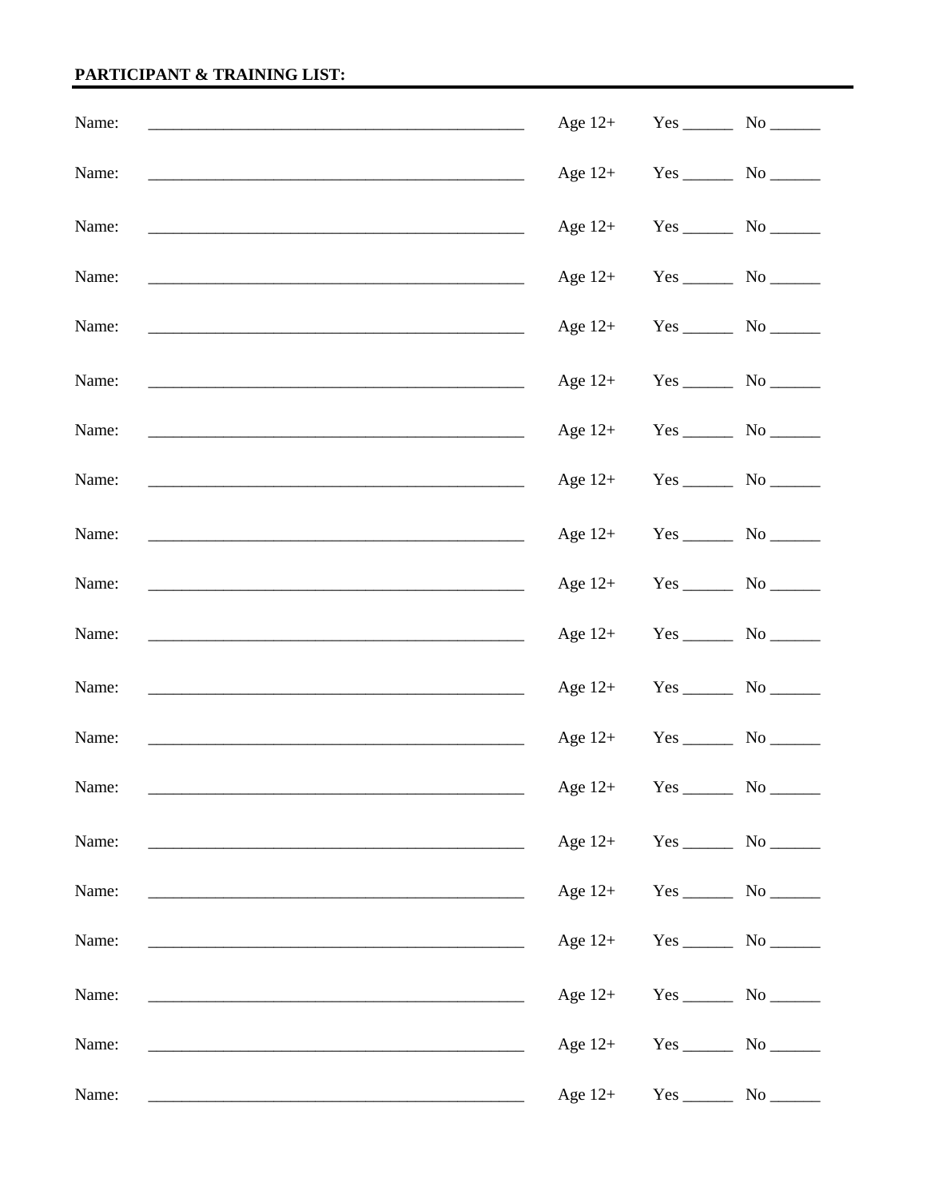**PARTICIPANT & TRAINING LIST:**

Name: _______________________________________________ Age 12+ Yes ______ No ______

Name: _______________________________________________ Age 12+ Yes ______ No ______

Name: _______________________________________________ Age 12+ Yes ______ No ______

Name: _______________________________________________ Age 12+ Yes ______ No ______

Name: _______________________________________________ Age 12+ Yes ______ No ______

Name: _______________________________________________ Age 12+ Yes ______ No ______

Name: _______________________________________________ Age 12+ Yes ______ No ______

Name: _______________________________________________ Age 12+ Yes ______ No ______

Name: _______________________________________________ Age 12+ Yes ______ No ______

Name: _______________________________________________ Age 12+ Yes ______ No ______

Name: _______________________________________________ Age 12+ Yes ______ No ______

Name: _______________________________________________ Age 12+ Yes ______ No ______

Name: _______________________________________________ Age 12+ Yes ______ No ______

Name: _______________________________________________ Age 12+ Yes ______ No ______

Name: _______________________________________________ Age 12+ Yes ______ No ______

Name: _______________________________________________ Age 12+ Yes ______ No ______

Name: _______________________________________________ Age 12+ Yes ______ No ______

Name: _______________________________________________ Age 12+ Yes ______ No ______

Name: _______________________________________________ Age 12+ Yes ______ No ______

Name: _______________________________________________ Age 12+ Yes ______ No ______